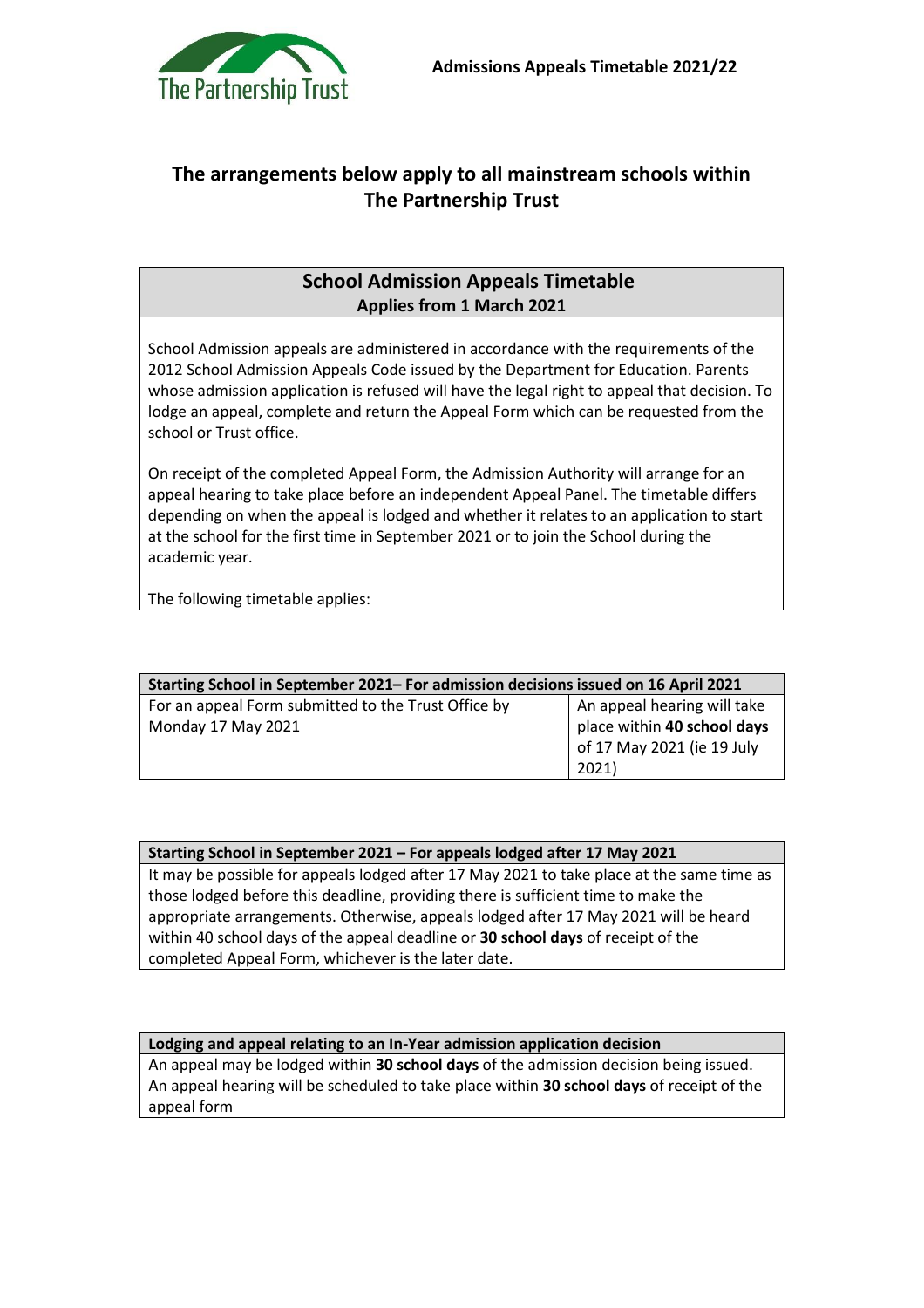The Partnership Trust

**Admissions Appeals Timetable 2021/22**

## The arrangements below apply to all mainstream schools within The Partnership Trust

### School Admission Appeals Timetable

**Applies from 1 March 2021**

School Admission appeals are administered in accordance with the requirements of the 2012 School Admission Appeals Code issued by the Department for Education. Parents whose admission application is refused will have the legal right to appeal that decision. To lodge an appeal, complete and return the Appeal Form which can be requested from the school or Trust office.

On receipt of the completed Appeal Form, the Admission Authority will arrange for an appeal hearing to take place before an independent Appeal Panel. The timetable differs depending on when the appeal is lodged and whether it relates to an application to start at the school for the first time in September 2021 or to join the School during the academic year.

The following timetable applies:

| **Starting School in September 2021– For admission decisions issued on 16 April 2021** | |
|---|---|
| For an appeal Form submitted to the Trust Office by Monday 17 May 2021 | An appeal hearing will take place within **40 school days** of 17 May 2021 (ie 19 July 2021) |

| **Starting School in September 2021 – For appeals lodged after 17 May 2021** |
|---|
| It may be possible for appeals lodged after 17 May 2021 to take place at the same time as those lodged before this deadline, providing there is sufficient time to make the appropriate arrangements. Otherwise, appeals lodged after 17 May 2021 will be heard within 40 school days of the appeal deadline or **30 school days** of receipt of the completed Appeal Form, whichever is the later date. |

| **Lodging and appeal relating to an In-Year admission application decision** |
|---|
| An appeal may be lodged within **30 school days** of the admission decision being issued. An appeal hearing will be scheduled to take place within **30 school days** of receipt of the appeal form |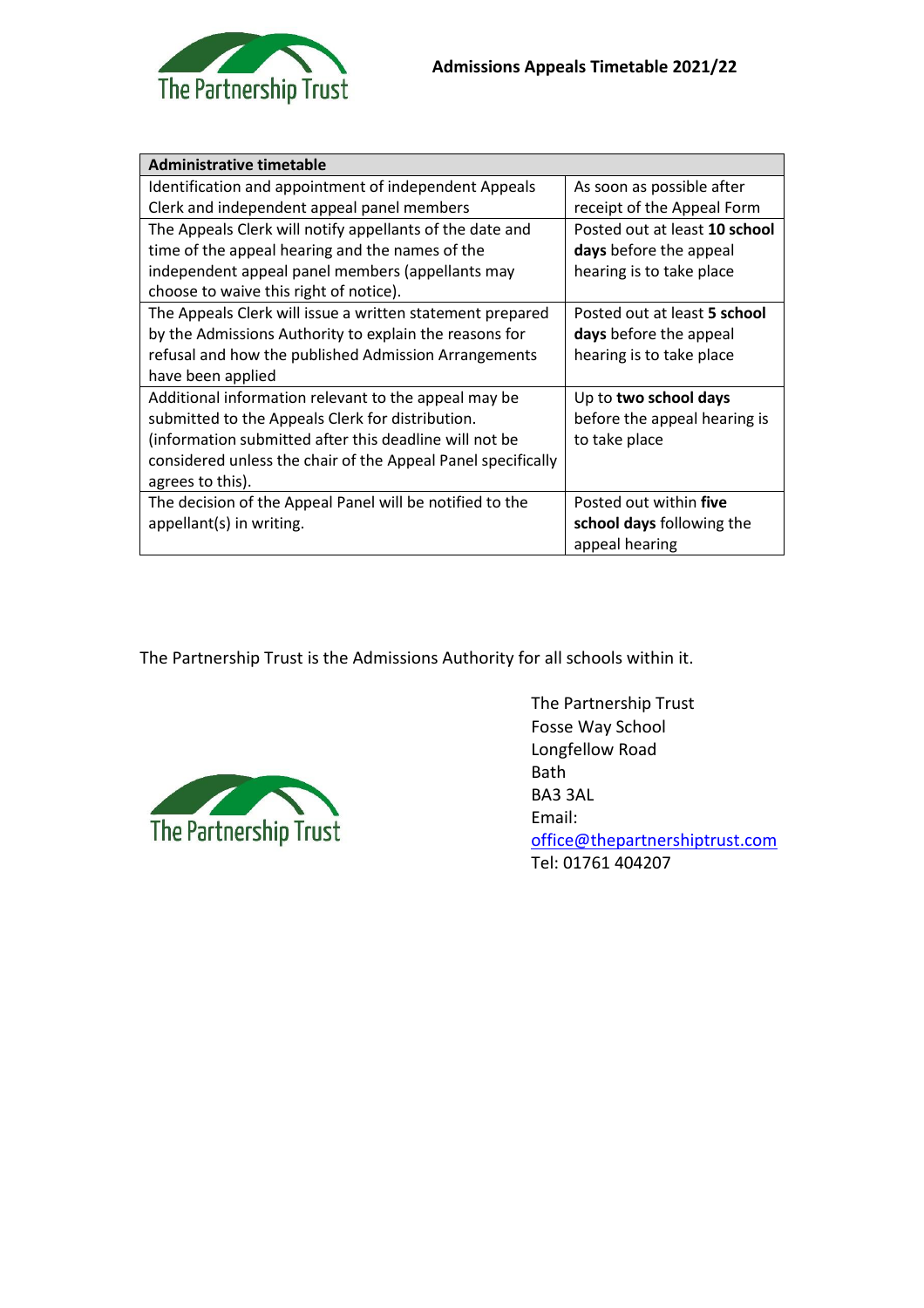**Admissions Appeals Timetable 2021/22**

| **Administrative timetable** | |
|---|---|
| Identification and appointment of independent Appeals Clerk and independent appeal panel members | As soon as possible after receipt of the Appeal Form |
| The Appeals Clerk will notify appellants of the date and time of the appeal hearing and the names of the independent appeal panel members (appellants may choose to waive this right of notice). | Posted out at least **10 school days** before the appeal hearing is to take place |
| The Appeals Clerk will issue a written statement prepared by the Admissions Authority to explain the reasons for refusal and how the published Admission Arrangements have been applied | Posted out at least **5 school days** before the appeal hearing is to take place |
| Additional information relevant to the appeal may be submitted to the Appeals Clerk for distribution. (information submitted after this deadline will not be considered unless the chair of the Appeal Panel specifically agrees to this). | Up to **two school days** before the appeal hearing is to take place |
| The decision of the Appeal Panel will be notified to the appellant(s) in writing. | Posted out within **five school days** following the appeal hearing |

The Partnership Trust is the Admissions Authority for all schools within it.

The Partnership Trust
Fosse Way School
Longfellow Road
Bath
BA3 3AL
Email:
office@thepartnershiptrust.com
Tel: 01761 404207